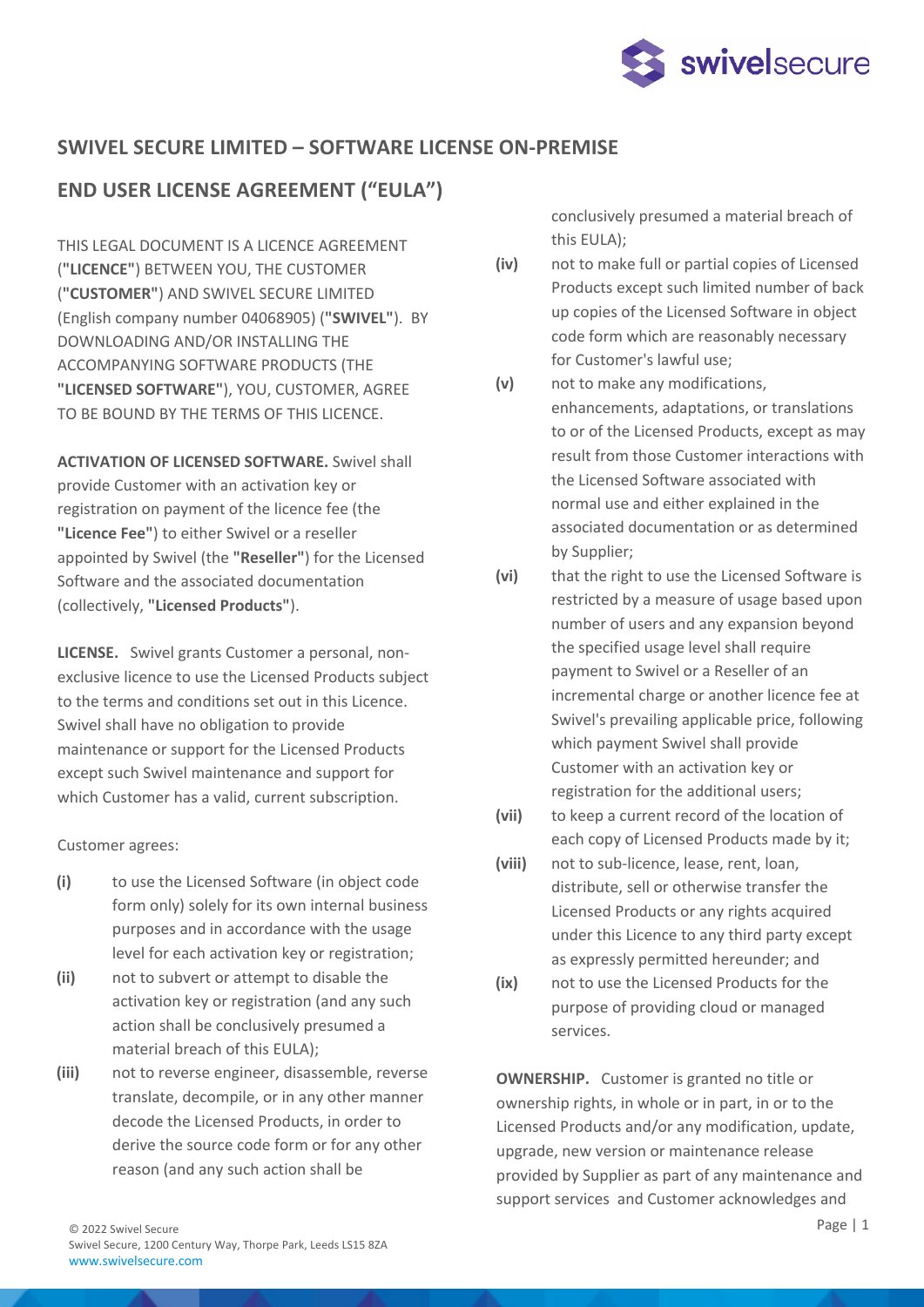# SWIVEL SECURE LIMITED – SOFTWARE LICENSE ON-PREMISE

## END USER LICENSE AGREEMENT ("EULA")

THIS LEGAL DOCUMENT IS A LICENCE AGREEMENT (**"LICENCE"**) BETWEEN YOU, THE CUSTOMER (**"CUSTOMER"**) AND SWIVEL SECURE LIMITED (English company number 04068905) (**"SWIVEL"**). BY DOWNLOADING AND/OR INSTALLING THE ACCOMPANYING SOFTWARE PRODUCTS (THE **"LICENSED SOFTWARE"**), YOU, CUSTOMER, AGREE TO BE BOUND BY THE TERMS OF THIS LICENCE.

**ACTIVATION OF LICENSED SOFTWARE.** Swivel shall provide Customer with an activation key or registration on payment of the licence fee (the **"Licence Fee"**) to either Swivel or a reseller appointed by Swivel (the **"Reseller"**) for the Licensed Software and the associated documentation (collectively, **"Licensed Products"**).

**LICENSE.** Swivel grants Customer a personal, non-exclusive licence to use the Licensed Products subject to the terms and conditions set out in this Licence. Swivel shall have no obligation to provide maintenance or support for the Licensed Products except such Swivel maintenance and support for which Customer has a valid, current subscription.

Customer agrees:

**(i)** to use the Licensed Software (in object code form only) solely for its own internal business purposes and in accordance with the usage level for each activation key or registration;

**(ii)** not to subvert or attempt to disable the activation key or registration (and any such action shall be conclusively presumed a material breach of this EULA);

**(iii)** not to reverse engineer, disassemble, reverse translate, decompile, or in any other manner decode the Licensed Products, in order to derive the source code form or for any other reason (and any such action shall be conclusively presumed a material breach of this EULA);

**(iv)** not to make full or partial copies of Licensed Products except such limited number of back up copies of the Licensed Software in object code form which are reasonably necessary for Customer's lawful use;

**(v)** not to make any modifications, enhancements, adaptations, or translations to or of the Licensed Products, except as may result from those Customer interactions with the Licensed Software associated with normal use and either explained in the associated documentation or as determined by Supplier;

**(vi)** that the right to use the Licensed Software is restricted by a measure of usage based upon number of users and any expansion beyond the specified usage level shall require payment to Swivel or a Reseller of an incremental charge or another licence fee at Swivel's prevailing applicable price, following which payment Swivel shall provide Customer with an activation key or registration for the additional users;

**(vii)** to keep a current record of the location of each copy of Licensed Products made by it;

**(viii)** not to sub-licence, lease, rent, loan, distribute, sell or otherwise transfer the Licensed Products or any rights acquired under this Licence to any third party except as expressly permitted hereunder; and

**(ix)** not to use the Licensed Products for the purpose of providing cloud or managed services.

**OWNERSHIP.** Customer is granted no title or ownership rights, in whole or in part, in or to the Licensed Products and/or any modification, update, upgrade, new version or maintenance release provided by Supplier as part of any maintenance and support services and Customer acknowledges and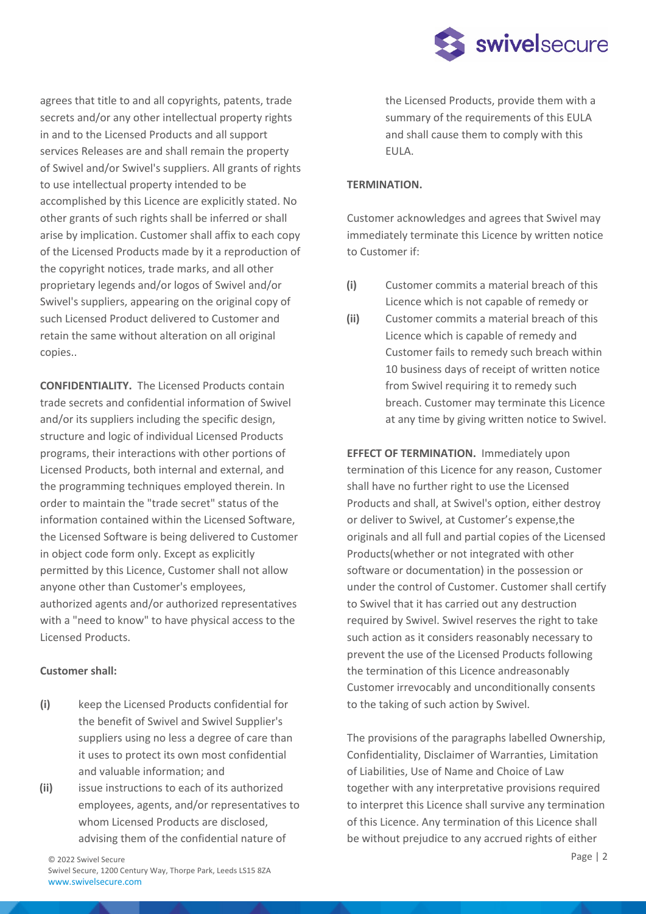agrees that title to and all copyrights, patents, trade secrets and/or any other intellectual property rights in and to the Licensed Products and all support services Releases are and shall remain the property of Swivel and/or Swivel's suppliers. All grants of rights to use intellectual property intended to be accomplished by this Licence are explicitly stated. No other grants of such rights shall be inferred or shall arise by implication. Customer shall affix to each copy of the Licensed Products made by it a reproduction of the copyright notices, trade marks, and all other proprietary legends and/or logos of Swivel and/or Swivel's suppliers, appearing on the original copy of such Licensed Product delivered to Customer and retain the same without alteration on all original copies..

**CONFIDENTIALITY.** The Licensed Products contain trade secrets and confidential information of Swivel and/or its suppliers including the specific design, structure and logic of individual Licensed Products programs, their interactions with other portions of Licensed Products, both internal and external, and the programming techniques employed therein. In order to maintain the "trade secret" status of the information contained within the Licensed Software, the Licensed Software is being delivered to Customer in object code form only. Except as explicitly permitted by this Licence, Customer shall not allow anyone other than Customer's employees, authorized agents and/or authorized representatives with a "need to know" to have physical access to the Licensed Products.

**Customer shall:**

- **(i)** keep the Licensed Products confidential for the benefit of Swivel and Swivel Supplier's suppliers using no less a degree of care than it uses to protect its own most confidential and valuable information; and
- **(ii)** issue instructions to each of its authorized employees, agents, and/or representatives to whom Licensed Products are disclosed, advising them of the confidential nature of the Licensed Products, provide them with a summary of the requirements of this EULA and shall cause them to comply with this EULA.

**TERMINATION.**

Customer acknowledges and agrees that Swivel may immediately terminate this Licence by written notice to Customer if:

- **(i)** Customer commits a material breach of this Licence which is not capable of remedy or
- **(ii)** Customer commits a material breach of this Licence which is capable of remedy and Customer fails to remedy such breach within 10 business days of receipt of written notice from Swivel requiring it to remedy such breach. Customer may terminate this Licence at any time by giving written notice to Swivel.

**EFFECT OF TERMINATION.** Immediately upon termination of this Licence for any reason, Customer shall have no further right to use the Licensed Products and shall, at Swivel's option, either destroy or deliver to Swivel, at Customer's expense,the originals and all full and partial copies of the Licensed Products(whether or not integrated with other software or documentation) in the possession or under the control of Customer. Customer shall certify to Swivel that it has carried out any destruction required by Swivel. Swivel reserves the right to take such action as it considers reasonably necessary to prevent the use of the Licensed Products following the termination of this Licence andreasonably Customer irrevocably and unconditionally consents to the taking of such action by Swivel.

The provisions of the paragraphs labelled Ownership, Confidentiality, Disclaimer of Warranties, Limitation of Liabilities, Use of Name and Choice of Law together with any interpretative provisions required to interpret this Licence shall survive any termination of this Licence. Any termination of this Licence shall be without prejudice to any accrued rights of either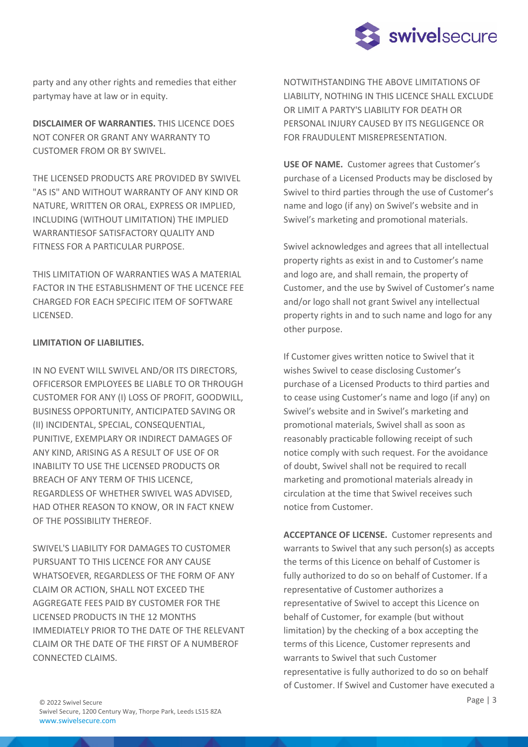party and any other rights and remedies that either partymay have at law or in equity.

**DISCLAIMER OF WARRANTIES.** THIS LICENCE DOES NOT CONFER OR GRANT ANY WARRANTY TO CUSTOMER FROM OR BY SWIVEL.

THE LICENSED PRODUCTS ARE PROVIDED BY SWIVEL "AS IS" AND WITHOUT WARRANTY OF ANY KIND OR NATURE, WRITTEN OR ORAL, EXPRESS OR IMPLIED, INCLUDING (WITHOUT LIMITATION) THE IMPLIED WARRANTIESOF SATISFACTORY QUALITY AND FITNESS FOR A PARTICULAR PURPOSE.

THIS LIMITATION OF WARRANTIES WAS A MATERIAL FACTOR IN THE ESTABLISHMENT OF THE LICENCE FEE CHARGED FOR EACH SPECIFIC ITEM OF SOFTWARE LICENSED.

**LIMITATION OF LIABILITIES.**

IN NO EVENT WILL SWIVEL AND/OR ITS DIRECTORS, OFFICERSOR EMPLOYEES BE LIABLE TO OR THROUGH CUSTOMER FOR ANY (I) LOSS OF PROFIT, GOODWILL, BUSINESS OPPORTUNITY, ANTICIPATED SAVING OR (II) INCIDENTAL, SPECIAL, CONSEQUENTIAL, PUNITIVE, EXEMPLARY OR INDIRECT DAMAGES OF ANY KIND, ARISING AS A RESULT OF USE OF OR INABILITY TO USE THE LICENSED PRODUCTS OR BREACH OF ANY TERM OF THIS LICENCE, REGARDLESS OF WHETHER SWIVEL WAS ADVISED, HAD OTHER REASON TO KNOW, OR IN FACT KNEW OF THE POSSIBILITY THEREOF.

SWIVEL'S LIABILITY FOR DAMAGES TO CUSTOMER PURSUANT TO THIS LICENCE FOR ANY CAUSE WHATSOEVER, REGARDLESS OF THE FORM OF ANY CLAIM OR ACTION, SHALL NOT EXCEED THE AGGREGATE FEES PAID BY CUSTOMER FOR THE LICENSED PRODUCTS IN THE 12 MONTHS IMMEDIATELY PRIOR TO THE DATE OF THE RELEVANT CLAIM OR THE DATE OF THE FIRST OF A NUMBEROF CONNECTED CLAIMS.

NOTWITHSTANDING THE ABOVE LIMITATIONS OF LIABILITY, NOTHING IN THIS LICENCE SHALL EXCLUDE OR LIMIT A PARTY'S LIABILITY FOR DEATH OR PERSONAL INJURY CAUSED BY ITS NEGLIGENCE OR FOR FRAUDULENT MISREPRESENTATION.

**USE OF NAME.** Customer agrees that Customer's purchase of a Licensed Products may be disclosed by Swivel to third parties through the use of Customer's name and logo (if any) on Swivel's website and in Swivel's marketing and promotional materials.

Swivel acknowledges and agrees that all intellectual property rights as exist in and to Customer's name and logo are, and shall remain, the property of Customer, and the use by Swivel of Customer's name and/or logo shall not grant Swivel any intellectual property rights in and to such name and logo for any other purpose.

If Customer gives written notice to Swivel that it wishes Swivel to cease disclosing Customer's purchase of a Licensed Products to third parties and to cease using Customer's name and logo (if any) on Swivel's website and in Swivel's marketing and promotional materials, Swivel shall as soon as reasonably practicable following receipt of such notice comply with such request. For the avoidance of doubt, Swivel shall not be required to recall marketing and promotional materials already in circulation at the time that Swivel receives such notice from Customer.

**ACCEPTANCE OF LICENSE.** Customer represents and warrants to Swivel that any such person(s) as accepts the terms of this Licence on behalf of Customer is fully authorized to do so on behalf of Customer. If a representative of Customer authorizes a representative of Swivel to accept this Licence on behalf of Customer, for example (but without limitation) by the checking of a box accepting the terms of this Licence, Customer represents and warrants to Swivel that such Customer representative is fully authorized to do so on behalf of Customer. If Swivel and Customer have executed a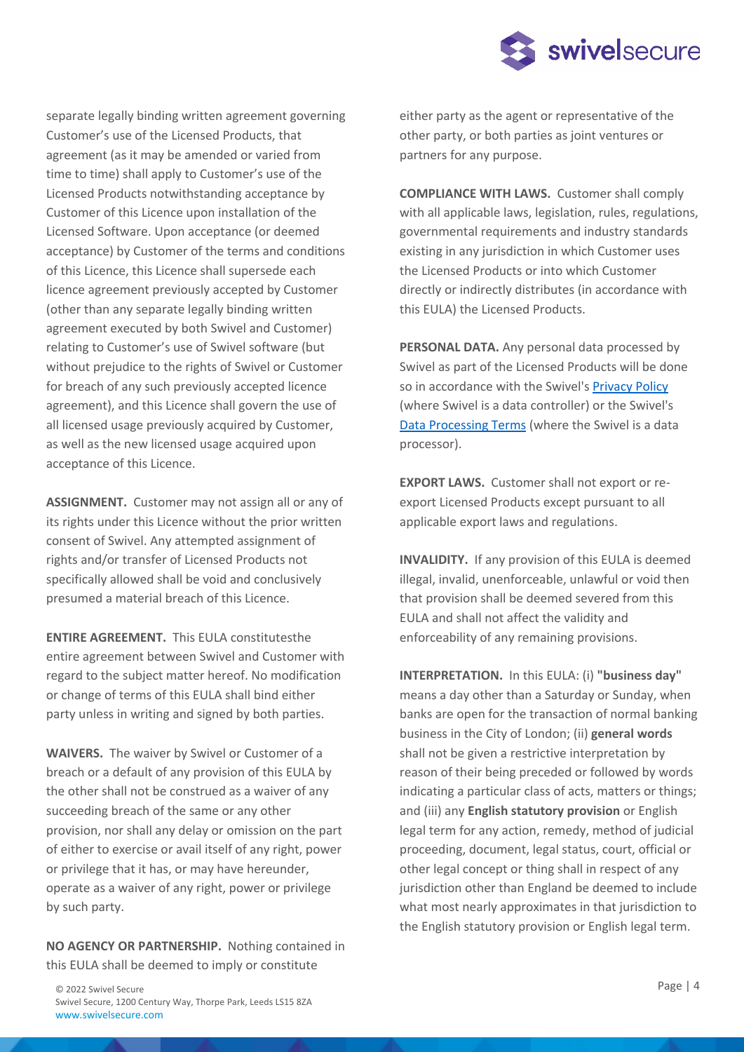separate legally binding written agreement governing Customer's use of the Licensed Products, that agreement (as it may be amended or varied from time to time) shall apply to Customer's use of the Licensed Products notwithstanding acceptance by Customer of this Licence upon installation of the Licensed Software. Upon acceptance (or deemed acceptance) by Customer of the terms and conditions of this Licence, this Licence shall supersede each licence agreement previously accepted by Customer (other than any separate legally binding written agreement executed by both Swivel and Customer) relating to Customer's use of Swivel software (but without prejudice to the rights of Swivel or Customer for breach of any such previously accepted licence agreement), and this Licence shall govern the use of all licensed usage previously acquired by Customer, as well as the new licensed usage acquired upon acceptance of this Licence.

**ASSIGNMENT.** Customer may not assign all or any of its rights under this Licence without the prior written consent of Swivel. Any attempted assignment of rights and/or transfer of Licensed Products not specifically allowed shall be void and conclusively presumed a material breach of this Licence.

**ENTIRE AGREEMENT.** This EULA constitutesthe entire agreement between Swivel and Customer with regard to the subject matter hereof. No modification or change of terms of this EULA shall bind either party unless in writing and signed by both parties.

**WAIVERS.** The waiver by Swivel or Customer of a breach or a default of any provision of this EULA by the other shall not be construed as a waiver of any succeeding breach of the same or any other provision, nor shall any delay or omission on the part of either to exercise or avail itself of any right, power or privilege that it has, or may have hereunder, operate as a waiver of any right, power or privilege by such party.

**NO AGENCY OR PARTNERSHIP.** Nothing contained in this EULA shall be deemed to imply or constitute either party as the agent or representative of the other party, or both parties as joint ventures or partners for any purpose.

**COMPLIANCE WITH LAWS.** Customer shall comply with all applicable laws, legislation, rules, regulations, governmental requirements and industry standards existing in any jurisdiction in which Customer uses the Licensed Products or into which Customer directly or indirectly distributes (in accordance with this EULA) the Licensed Products.

**PERSONAL DATA.** Any personal data processed by Swivel as part of the Licensed Products will be done so in accordance with the Swivel's [Privacy Policy] (where Swivel is a data controller) or the Swivel's [Data Processing Terms] (where the Swivel is a data processor).

**EXPORT LAWS.** Customer shall not export or re-export Licensed Products except pursuant to all applicable export laws and regulations.

**INVALIDITY.** If any provision of this EULA is deemed illegal, invalid, unenforceable, unlawful or void then that provision shall be deemed severed from this EULA and shall not affect the validity and enforceability of any remaining provisions.

**INTERPRETATION.** In this EULA: (i) **"business day"** means a day other than a Saturday or Sunday, when banks are open for the transaction of normal banking business in the City of London; (ii) **general words** shall not be given a restrictive interpretation by reason of their being preceded or followed by words indicating a particular class of acts, matters or things; and (iii) any **English statutory provision** or English legal term for any action, remedy, method of judicial proceeding, document, legal status, court, official or other legal concept or thing shall in respect of any jurisdiction other than England be deemed to include what most nearly approximates in that jurisdiction to the English statutory provision or English legal term.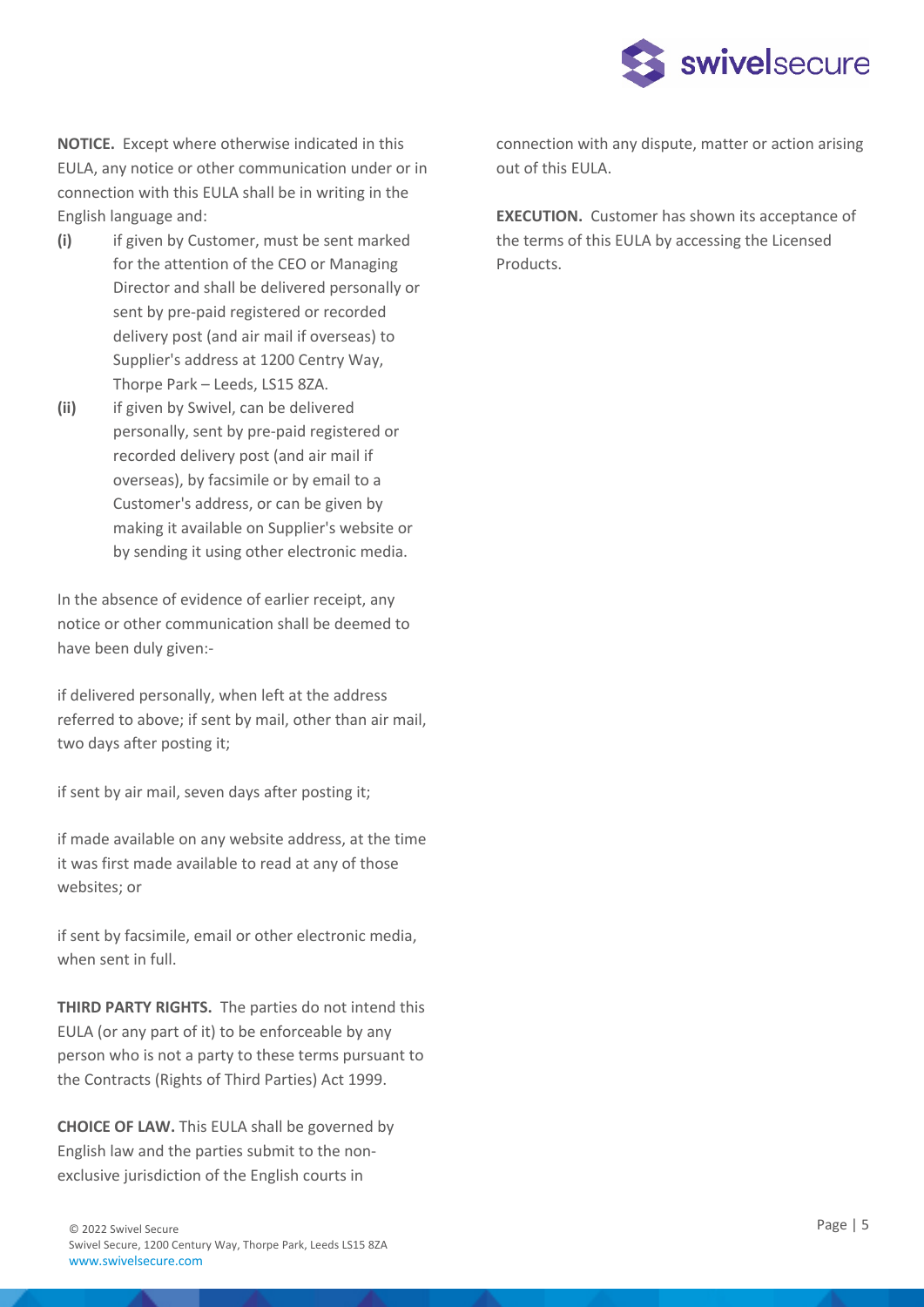**NOTICE.** Except where otherwise indicated in this EULA, any notice or other communication under or in connection with this EULA shall be in writing in the English language and:

**(i)** if given by Customer, must be sent marked for the attention of the CEO or Managing Director and shall be delivered personally or sent by pre-paid registered or recorded delivery post (and air mail if overseas) to Supplier's address at 1200 Centry Way, Thorpe Park – Leeds, LS15 8ZA.

**(ii)** if given by Swivel, can be delivered personally, sent by pre-paid registered or recorded delivery post (and air mail if overseas), by facsimile or by email to a Customer's address, or can be given by making it available on Supplier's website or by sending it using other electronic media.

In the absence of evidence of earlier receipt, any notice or other communication shall be deemed to have been duly given:-

if delivered personally, when left at the address referred to above; if sent by mail, other than air mail, two days after posting it;

if sent by air mail, seven days after posting it;

if made available on any website address, at the time it was first made available to read at any of those websites; or

if sent by facsimile, email or other electronic media, when sent in full.

**THIRD PARTY RIGHTS.** The parties do not intend this EULA (or any part of it) to be enforceable by any person who is not a party to these terms pursuant to the Contracts (Rights of Third Parties) Act 1999.

**CHOICE OF LAW.** This EULA shall be governed by English law and the parties submit to the non-exclusive jurisdiction of the English courts in connection with any dispute, matter or action arising out of this EULA.

**EXECUTION.** Customer has shown its acceptance of the terms of this EULA by accessing the Licensed Products.